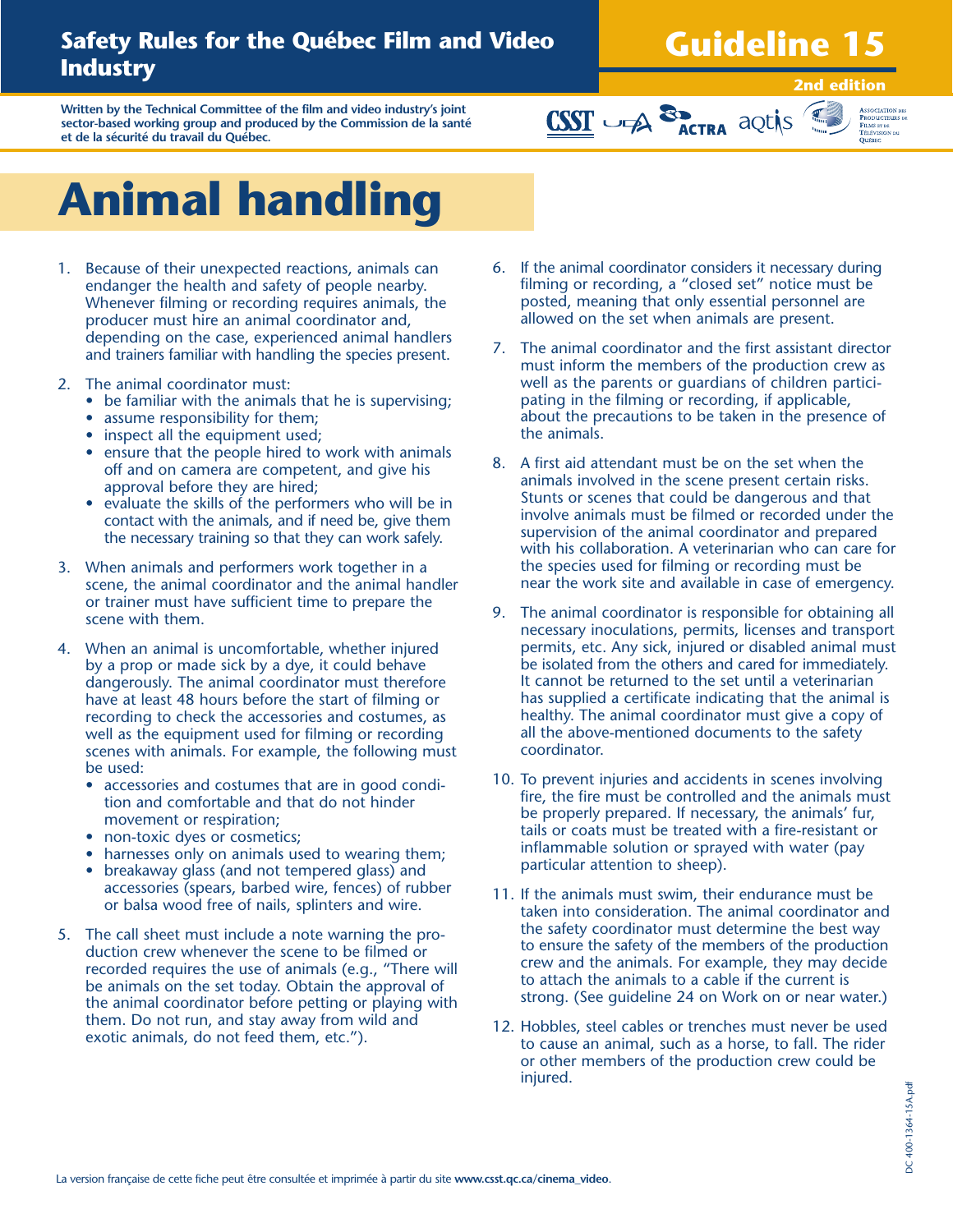# Safety Rules for the Québec Film and Video Industry

## Guideline 15

**2nd edition**

**Written by the Technical Committee of the film and video industry's joint sector-based working group and produced by the Commission de la santé et de la sécurité du travail du Québec.**

# Animal handling

1. Because of their unexpected reactions, animals can endanger the health and safety of people nearby. Whenever filming or recording requires animals, the producer must hire an animal coordinator and, depending on the case, experienced animal handlers and trainers familiar with handling the species present.

2. The animal coordinator must:
   - be familiar with the animals that he is supervising;
   - assume responsibility for them;
   - inspect all the equipment used;
   - ensure that the people hired to work with animals off and on camera are competent, and give his approval before they are hired;
   - evaluate the skills of the performers who will be in contact with the animals, and if need be, give them the necessary training so that they can work safely.

3. When animals and performers work together in a scene, the animal coordinator and the animal handler or trainer must have sufficient time to prepare the scene with them.

4. When an animal is uncomfortable, whether injured by a prop or made sick by a dye, it could behave dangerously. The animal coordinator must therefore have at least 48 hours before the start of filming or recording to check the accessories and costumes, as well as the equipment used for filming or recording scenes with animals. For example, the following must be used:
   - accessories and costumes that are in good condition and comfortable and that do not hinder movement or respiration;
   - non-toxic dyes or cosmetics;
   - harnesses only on animals used to wearing them;
   - breakaway glass (and not tempered glass) and accessories (spears, barbed wire, fences) of rubber or balsa wood free of nails, splinters and wire.

5. The call sheet must include a note warning the production crew whenever the scene to be filmed or recorded requires the use of animals (e.g., "There will be animals on the set today. Obtain the approval of the animal coordinator before petting or playing with them. Do not run, and stay away from wild and exotic animals, do not feed them, etc.").

6. If the animal coordinator considers it necessary during filming or recording, a "closed set" notice must be posted, meaning that only essential personnel are allowed on the set when animals are present.

7. The animal coordinator and the first assistant director must inform the members of the production crew as well as the parents or guardians of children participating in the filming or recording, if applicable, about the precautions to be taken in the presence of the animals.

8. A first aid attendant must be on the set when the animals involved in the scene present certain risks. Stunts or scenes that could be dangerous and that involve animals must be filmed or recorded under the supervision of the animal coordinator and prepared with his collaboration. A veterinarian who can care for the species used for filming or recording must be near the work site and available in case of emergency.

9. The animal coordinator is responsible for obtaining all necessary inoculations, permits, licenses and transport permits, etc. Any sick, injured or disabled animal must be isolated from the others and cared for immediately. It cannot be returned to the set until a veterinarian has supplied a certificate indicating that the animal is healthy. The animal coordinator must give a copy of all the above-mentioned documents to the safety coordinator.

10. To prevent injuries and accidents in scenes involving fire, the fire must be controlled and the animals must be properly prepared. If necessary, the animals' fur, tails or coats must be treated with a fire-resistant or inflammable solution or sprayed with water (pay particular attention to sheep).

11. If the animals must swim, their endurance must be taken into consideration. The animal coordinator and the safety coordinator must determine the best way to ensure the safety of the members of the production crew and the animals. For example, they may decide to attach the animals to a cable if the current is strong. (See guideline 24 on Work on or near water.)

12. Hobbles, steel cables or trenches must never be used to cause an animal, such as a horse, to fall. The rider or other members of the production crew could be injured.

La version française de cette fiche peut être consultée et imprimée à partir du site **www.csst.qc.ca/cinema_video**.

DC 400-1364-15A.pdf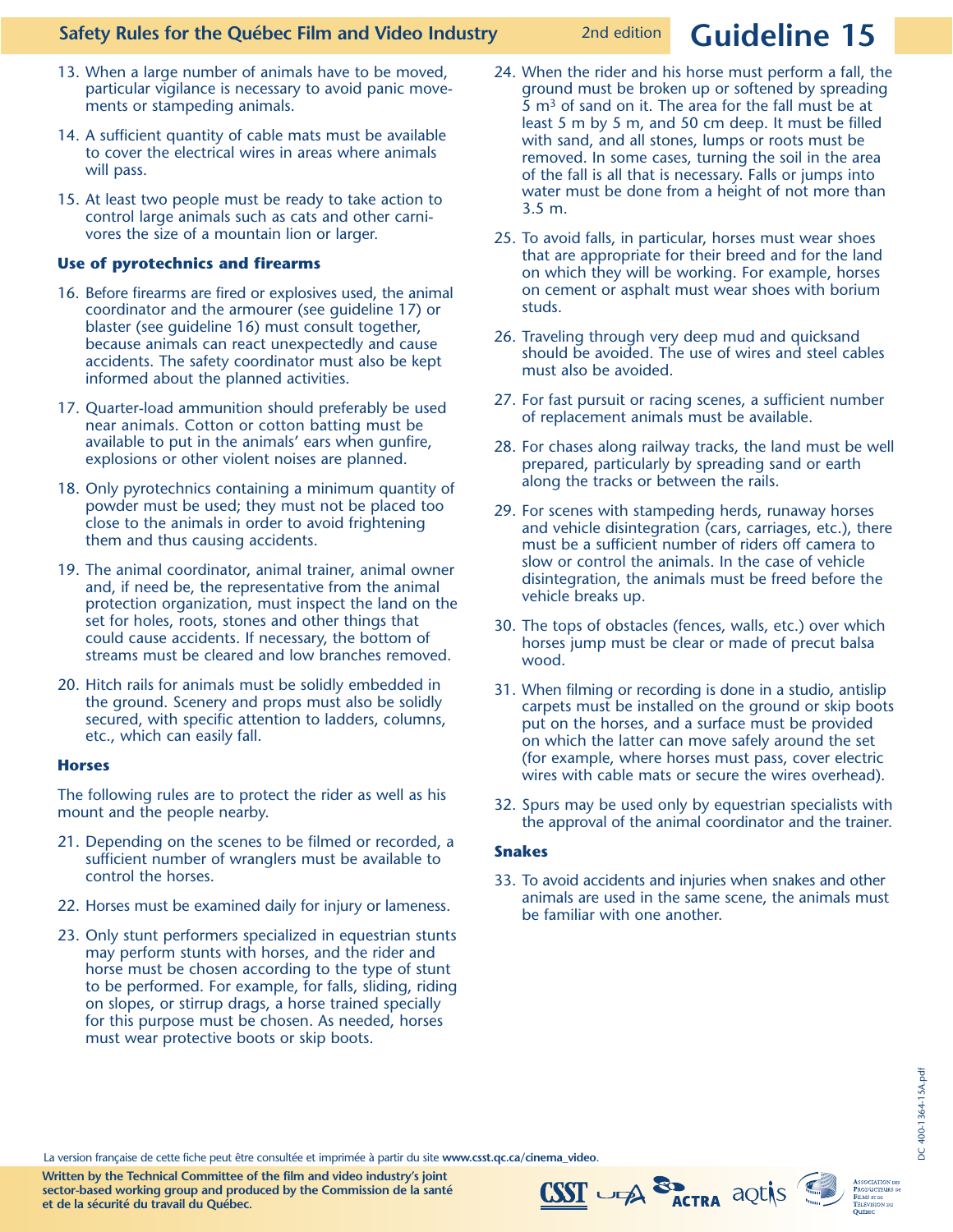13. When a large number of animals have to be moved, particular vigilance is necessary to avoid panic movements or stampeding animals.

14. A sufficient quantity of cable mats must be available to cover the electrical wires in areas where animals will pass.

15. At least two people must be ready to take action to control large animals such as cats and other carnivores the size of a mountain lion or larger.

### Use of pyrotechnics and firearms

16. Before firearms are fired or explosives used, the animal coordinator and the armourer (see guideline 17) or blaster (see guideline 16) must consult together, because animals can react unexpectedly and cause accidents. The safety coordinator must also be kept informed about the planned activities.

17. Quarter-load ammunition should preferably be used near animals. Cotton or cotton batting must be available to put in the animals' ears when gunfire, explosions or other violent noises are planned.

18. Only pyrotechnics containing a minimum quantity of powder must be used; they must not be placed too close to the animals in order to avoid frightening them and thus causing accidents.

19. The animal coordinator, animal trainer, animal owner and, if need be, the representative from the animal protection organization, must inspect the land on the set for holes, roots, stones and other things that could cause accidents. If necessary, the bottom of streams must be cleared and low branches removed.

20. Hitch rails for animals must be solidly embedded in the ground. Scenery and props must also be solidly secured, with specific attention to ladders, columns, etc., which can easily fall.

### Horses

The following rules are to protect the rider as well as his mount and the people nearby.

21. Depending on the scenes to be filmed or recorded, a sufficient number of wranglers must be available to control the horses.

22. Horses must be examined daily for injury or lameness.

23. Only stunt performers specialized in equestrian stunts may perform stunts with horses, and the rider and horse must be chosen according to the type of stunt to be performed. For example, for falls, sliding, riding on slopes, or stirrup drags, a horse trained specially for this purpose must be chosen. As needed, horses must wear protective boots or skip boots.

24. When the rider and his horse must perform a fall, the ground must be broken up or softened by spreading 5 $m^3$ of sand on it. The area for the fall must be at least 5 m by 5 m, and 50 cm deep. It must be filled with sand, and all stones, lumps or roots must be removed. In some cases, turning the soil in the area of the fall is all that is necessary. Falls or jumps into water must be done from a height of not more than 3.5 m.

25. To avoid falls, in particular, horses must wear shoes that are appropriate for their breed and for the land on which they will be working. For example, horses on cement or asphalt must wear shoes with borium studs.

26. Traveling through very deep mud and quicksand should be avoided. The use of wires and steel cables must also be avoided.

27. For fast pursuit or racing scenes, a sufficient number of replacement animals must be available.

28. For chases along railway tracks, the land must be well prepared, particularly by spreading sand or earth along the tracks or between the rails.

29. For scenes with stampeding herds, runaway horses and vehicle disintegration (cars, carriages, etc.), there must be a sufficient number of riders off camera to slow or control the animals. In the case of vehicle disintegration, the animals must be freed before the vehicle breaks up.

30. The tops of obstacles (fences, walls, etc.) over which horses jump must be clear or made of precut balsa wood.

31. When filming or recording is done in a studio, antislip carpets must be installed on the ground or skip boots put on the horses, and a surface must be provided on which the latter can move safely around the set (for example, where horses must pass, cover electric wires with cable mats or secure the wires overhead).

32. Spurs may be used only by equestrian specialists with the approval of the animal coordinator and the trainer.

### Snakes

33. To avoid accidents and injuries when snakes and other animals are used in the same scene, the animals must be familiar with one another.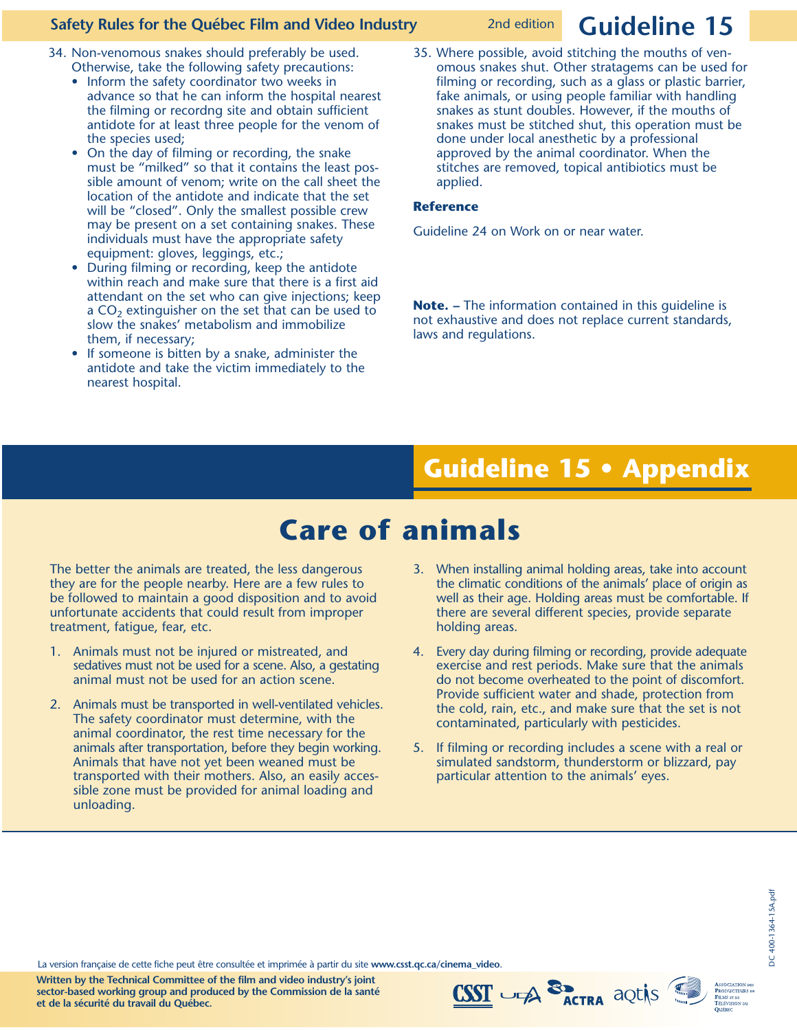34. Non-venomous snakes should preferably be used. Otherwise, take the following safety precautions:
    - Inform the safety coordinator two weeks in advance so that he can inform the hospital nearest the filming or recordng site and obtain sufficient antidote for at least three people for the venom of the species used;
    - On the day of filming or recording, the snake must be "milked" so that it contains the least possible amount of venom; write on the call sheet the location of the antidote and indicate that the set will be "closed". Only the smallest possible crew may be present on a set containing snakes. These individuals must have the appropriate safety equipment: gloves, leggings, etc.;
    - During filming or recording, keep the antidote within reach and make sure that there is a first aid attendant on the set who can give injections; keep a $CO_2$ extinguisher on the set that can be used to slow the snakes' metabolism and immobilize them, if necessary;
    - If someone is bitten by a snake, administer the antidote and take the victim immediately to the nearest hospital.

35. Where possible, avoid stitching the mouths of venomous snakes shut. Other stratagems can be used for filming or recording, such as a glass or plastic barrier, fake animals, or using people familiar with handling snakes as stunt doubles. However, if the mouths of snakes must be stitched shut, this operation must be done under local anesthetic by a professional approved by the animal coordinator. When the stitches are removed, topical antibiotics must be applied.

**Reference**

Guideline 24 on Work on or near water.

**Note. –** The information contained in this guideline is not exhaustive and does not replace current standards, laws and regulations.

## Guideline 15 • Appendix

# Care of animals

The better the animals are treated, the less dangerous they are for the people nearby. Here are a few rules to be followed to maintain a good disposition and to avoid unfortunate accidents that could result from improper treatment, fatigue, fear, etc.

1. Animals must not be injured or mistreated, and sedatives must not be used for a scene. Also, a gestating animal must not be used for an action scene.

2. Animals must be transported in well-ventilated vehicles. The safety coordinator must determine, with the animal coordinator, the rest time necessary for the animals after transportation, before they begin working. Animals that have not yet been weaned must be transported with their mothers. Also, an easily accessible zone must be provided for animal loading and unloading.

3. When installing animal holding areas, take into account the climatic conditions of the animals' place of origin as well as their age. Holding areas must be comfortable. If there are several different species, provide separate holding areas.

4. Every day during filming or recording, provide adequate exercise and rest periods. Make sure that the animals do not become overheated to the point of discomfort. Provide sufficient water and shade, protection from the cold, rain, etc., and make sure that the set is not contaminated, particularly with pesticides.

5. If filming or recording includes a scene with a real or simulated sandstorm, thunderstorm or blizzard, pay particular attention to the animals' eyes.

La version française de cette fiche peut être consultée et imprimée à partir du site **www.csst.qc.ca/cinema_video**.

**Written by the Technical Committee of the film and video industry's joint sector-based working group and produced by the Commission de la santé et de la sécurité du travail du Québec.**

DC 400-1364-15A.pdf